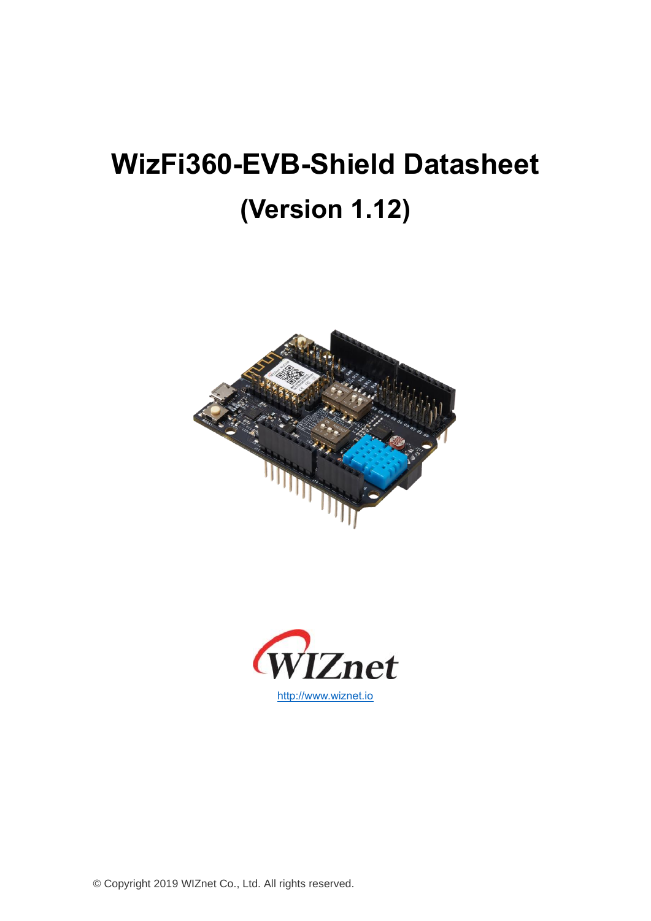# WizFi360-EVB-Shield Datasheet

## (Version 1.12)

http://www.wiznet.io

© Copyright 2019 WIZnet Co., Ltd. All rights reserved.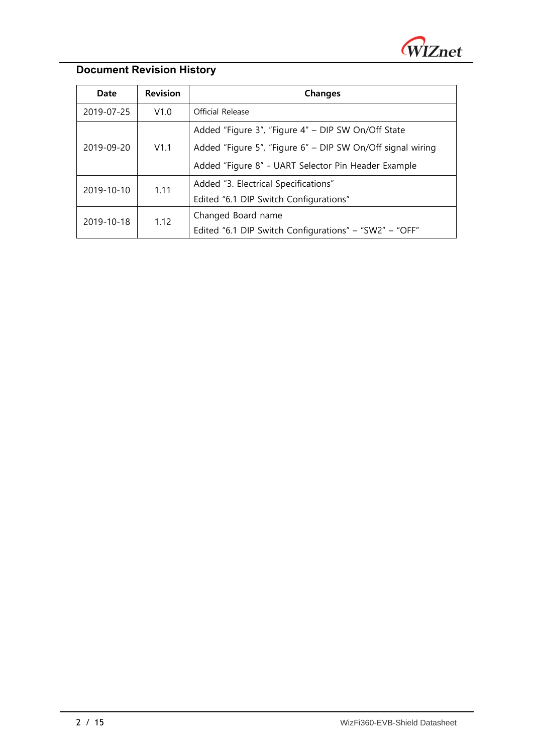## Document Revision History

| Date | Revision | Changes |
| --- | --- | --- |
| 2019-07-25 | V1.0 | Official Release |
| 2019-09-20 | V1.1 | Added “Figure 3”, “Figure 4” – DIP SW On/Off State<br>Added “Figure 5”, “Figure 6” – DIP SW On/Off signal wiring<br>Added “Figure 8” - UART Selector Pin Header Example |
| 2019-10-10 | 1.11 | Added “3. Electrical Specifications”<br>Edited “6.1 DIP Switch Configurations” |
| 2019-10-18 | 1.12 | Changed Board name<br>Edited “6.1 DIP Switch Configurations” – “SW2” – “OFF” |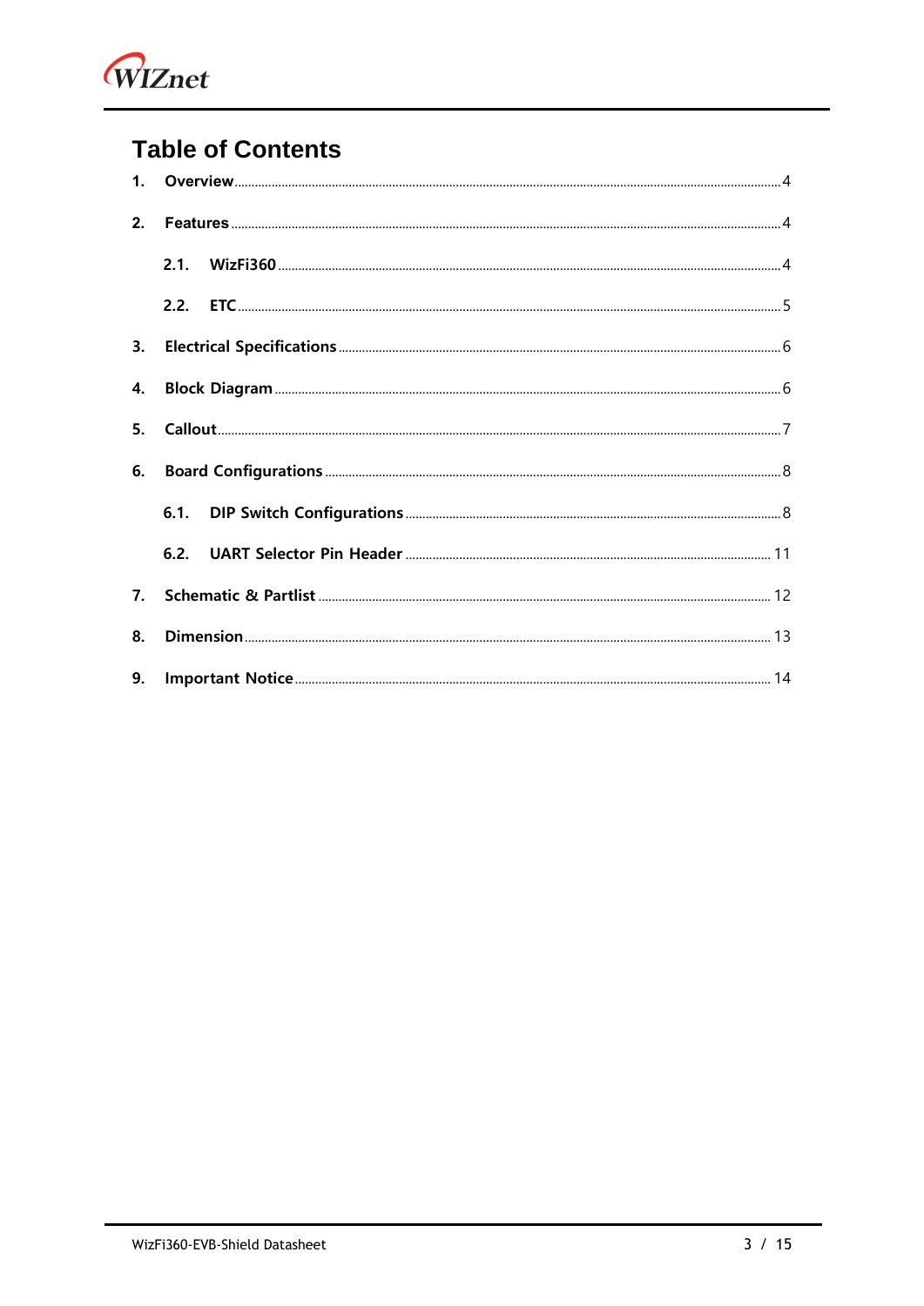# Table of Contents

1. **Overview** ........ 4
2. **Features** ........ 4
   - 2.1. **WizFi360** ........ 4
   - 2.2. **ETC** ........ 5
3. **Electrical Specifications** ........ 6
4. **Block Diagram** ........ 6
5. **Callout** ........ 7
6. **Board Configurations** ........ 8
   - 6.1. **DIP Switch Configurations** ........ 8
   - 6.2. **UART Selector Pin Header** ........ 11
7. **Schematic & Partlist** ........ 12
8. **Dimension** ........ 13
9. **Important Notice** ........ 14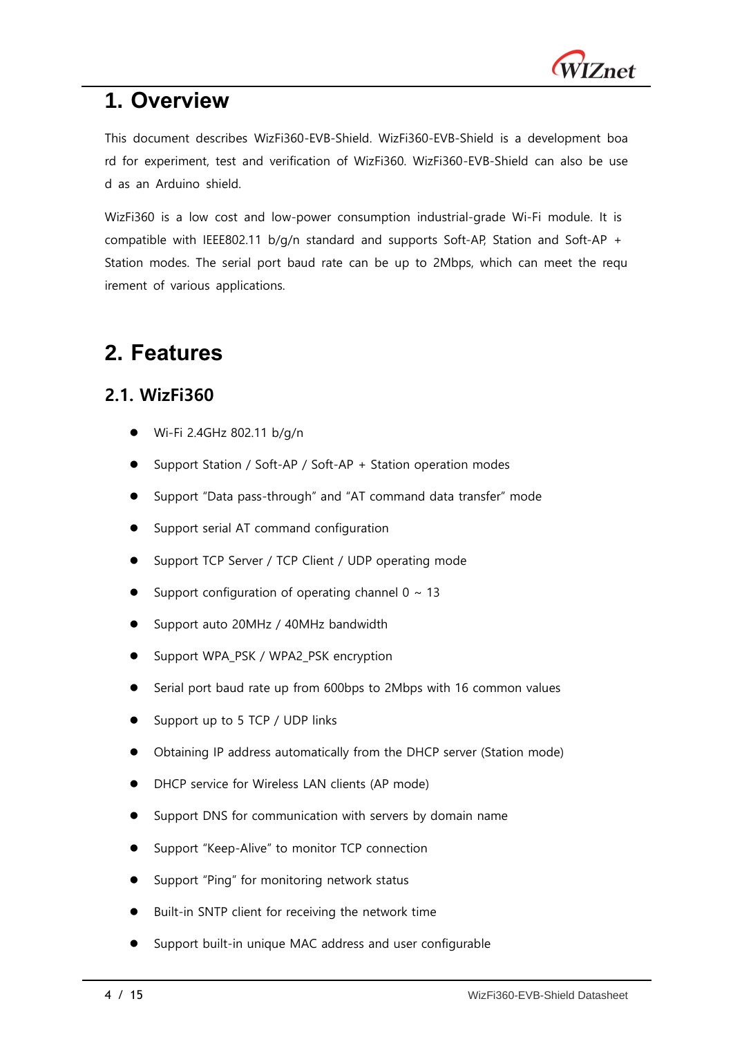# 1. Overview

This document describes WizFi360-EVB-Shield. WizFi360-EVB-Shield is a development board for experiment, test and verification of WizFi360. WizFi360-EVB-Shield can also be used as an Arduino shield.

WizFi360 is a low cost and low-power consumption industrial-grade Wi-Fi module. It is compatible with IEEE802.11 b/g/n standard and supports Soft-AP, Station and Soft-AP + Station modes. The serial port baud rate can be up to 2Mbps, which can meet the requirement of various applications.

# 2. Features

## 2.1. WizFi360

- Wi-Fi 2.4GHz 802.11 b/g/n
- Support Station / Soft-AP / Soft-AP + Station operation modes
- Support "Data pass-through" and "AT command data transfer" mode
- Support serial AT command configuration
- Support TCP Server / TCP Client / UDP operating mode
- Support configuration of operating channel 0 ~ 13
- Support auto 20MHz / 40MHz bandwidth
- Support WPA_PSK / WPA2_PSK encryption
- Serial port baud rate up from 600bps to 2Mbps with 16 common values
- Support up to 5 TCP / UDP links
- Obtaining IP address automatically from the DHCP server (Station mode)
- DHCP service for Wireless LAN clients (AP mode)
- Support DNS for communication with servers by domain name
- Support "Keep-Alive" to monitor TCP connection
- Support "Ping" for monitoring network status
- Built-in SNTP client for receiving the network time
- Support built-in unique MAC address and user configurable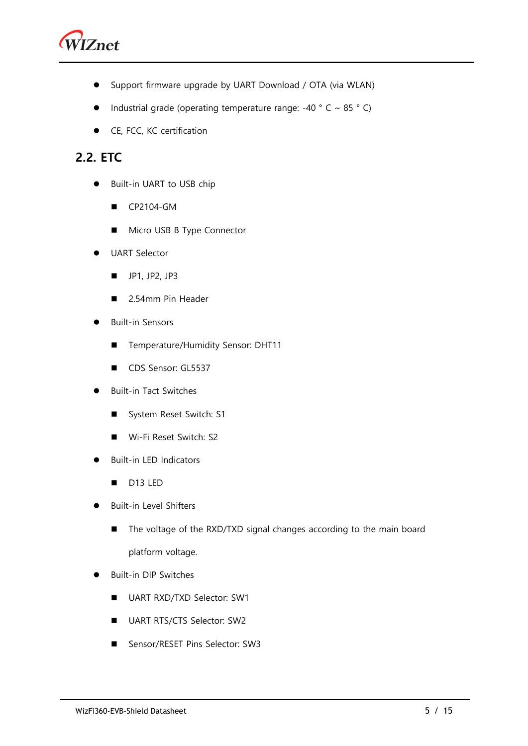- Support firmware upgrade by UART Download / OTA (via WLAN)
- Industrial grade (operating temperature range: -40 ° C ~ 85 ° C)
- CE, FCC, KC certification

## 2.2. ETC

- Built-in UART to USB chip
  - CP2104-GM
  - Micro USB B Type Connector
- UART Selector
  - JP1, JP2, JP3
  - 2.54mm Pin Header
- Built-in Sensors
  - Temperature/Humidity Sensor: DHT11
  - CDS Sensor: GL5537
- Built-in Tact Switches
  - System Reset Switch: S1
  - Wi-Fi Reset Switch: S2
- Built-in LED Indicators
  - D13 LED
- Built-in Level Shifters
  - The voltage of the RXD/TXD signal changes according to the main board platform voltage.
- Built-in DIP Switches
  - UART RXD/TXD Selector: SW1
  - UART RTS/CTS Selector: SW2
  - Sensor/RESET Pins Selector: SW3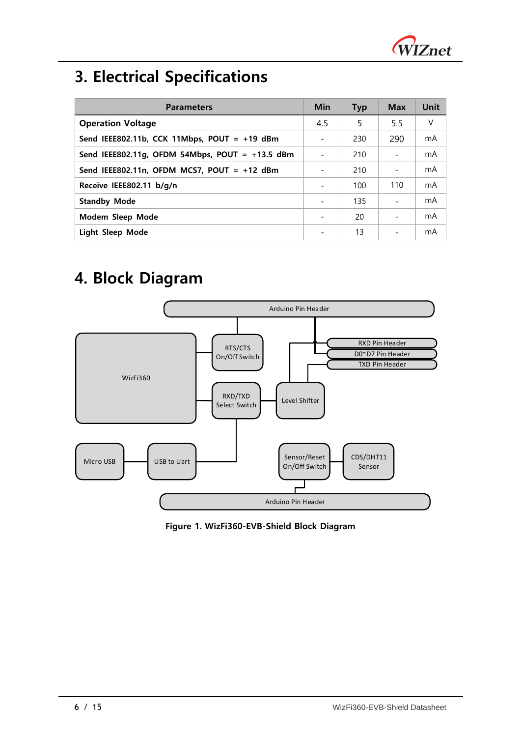# 3. Electrical Specifications

| Parameters | Min | Typ | Max | Unit |
|---|---|---|---|---|
| **Operation Voltage** | 4.5 | 5 | 5.5 | V |
| **Send IEEE802.11b, CCK 11Mbps, POUT = +19 dBm** | - | 230 | 290 | mA |
| **Send IEEE802.11g, OFDM 54Mbps, POUT = +13.5 dBm** | - | 210 | - | mA |
| **Send IEEE802.11n, OFDM MCS7, POUT = +12 dBm** | - | 210 | - | mA |
| **Receive IEEE802.11 b/g/n** | - | 100 | 110 | mA |
| **Standby Mode** | - | 135 | - | mA |
| **Modem Sleep Mode** | - | 20 | - | mA |
| **Light Sleep Mode** | - | 13 | - | mA |

# 4. Block Diagram

**Figure 1. WizFi360-EVB-Shield Block Diagram**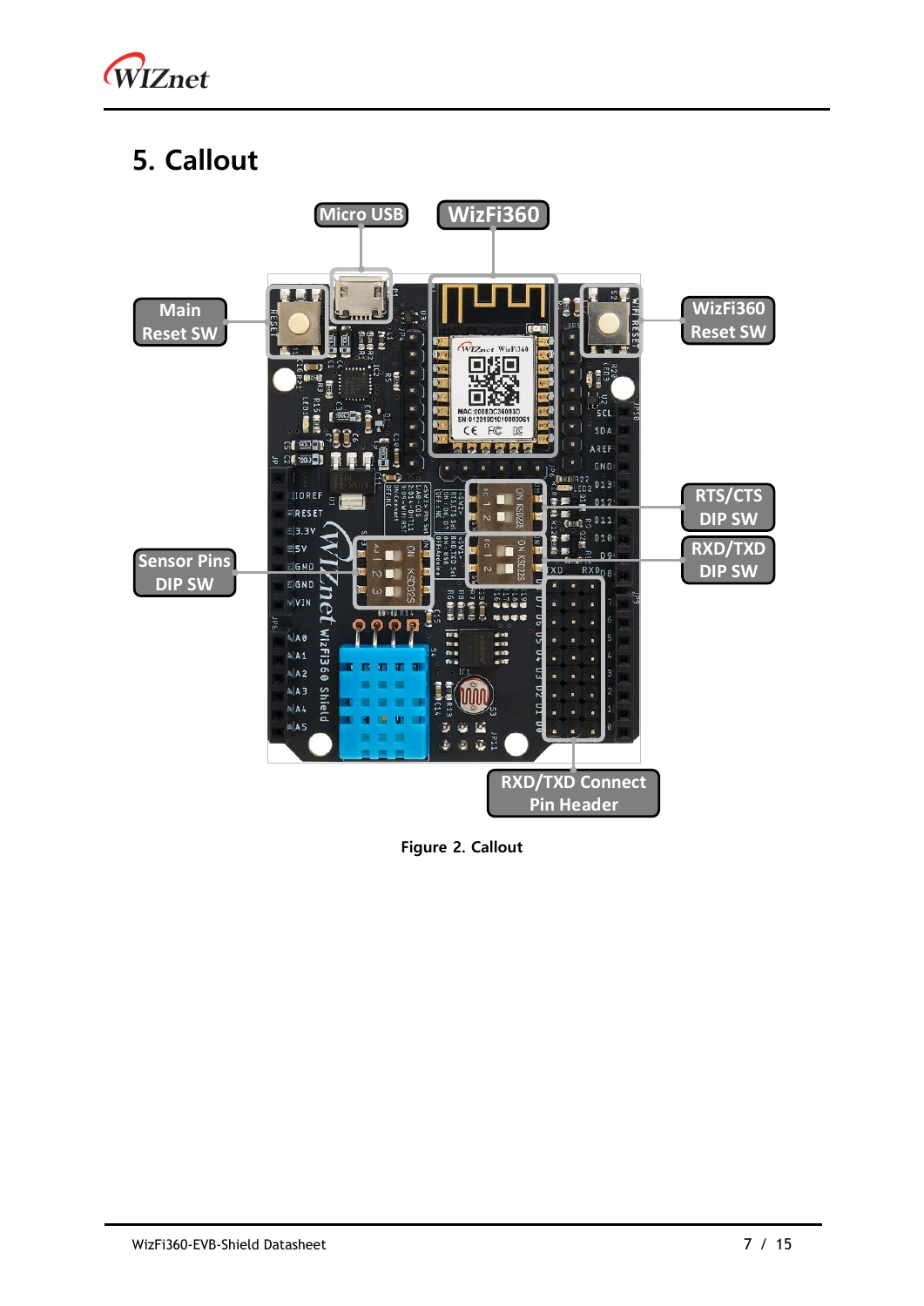# 5. Callout

Figure 2. Callout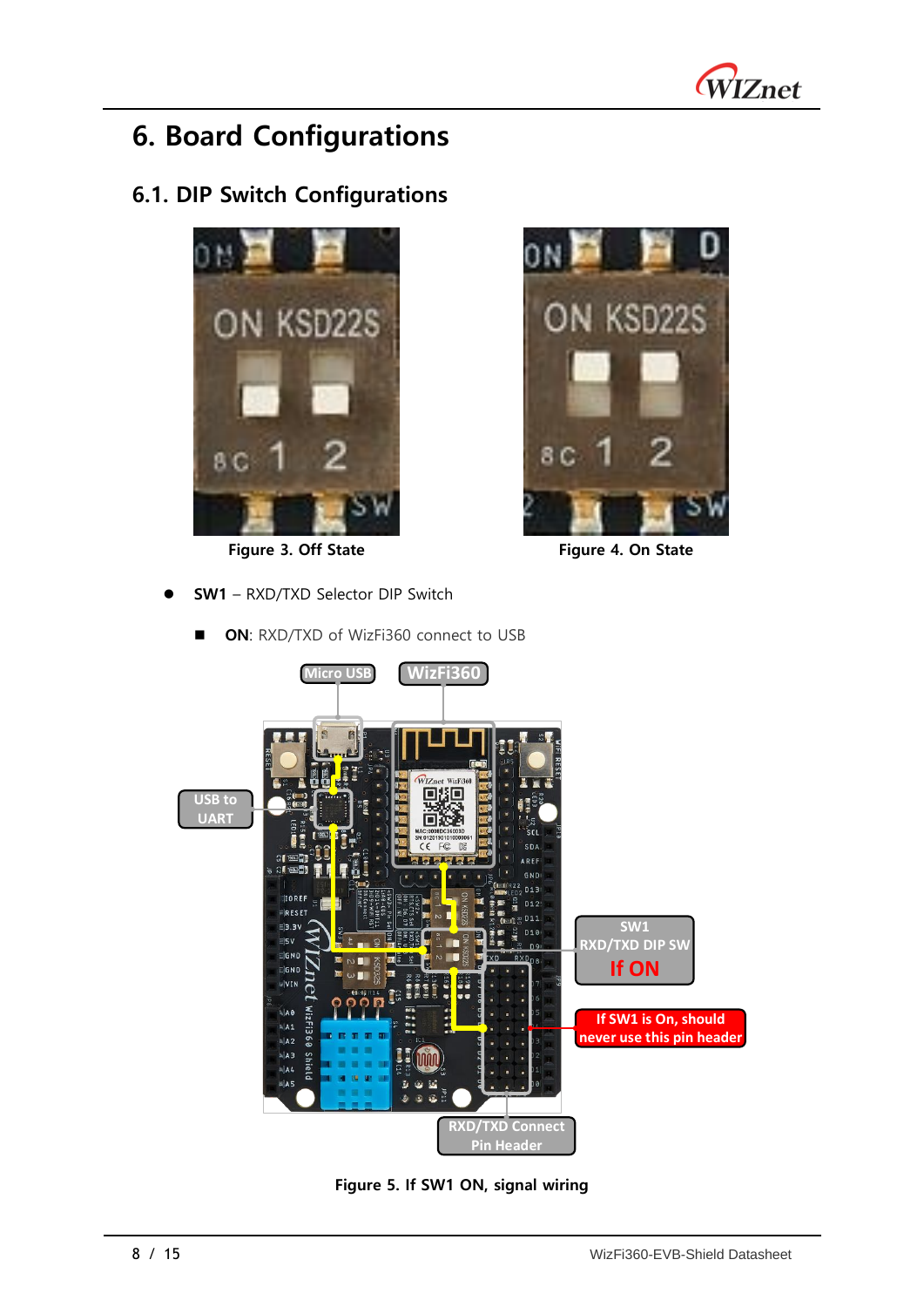# 6. Board Configurations

## 6.1. DIP Switch Configurations

Figure 3. Off State

Figure 4. On State

- **SW1** – RXD/TXD Selector DIP Switch
  - **ON**: RXD/TXD of WizFi360 connect to USB

Figure 5. If SW1 ON, signal wiring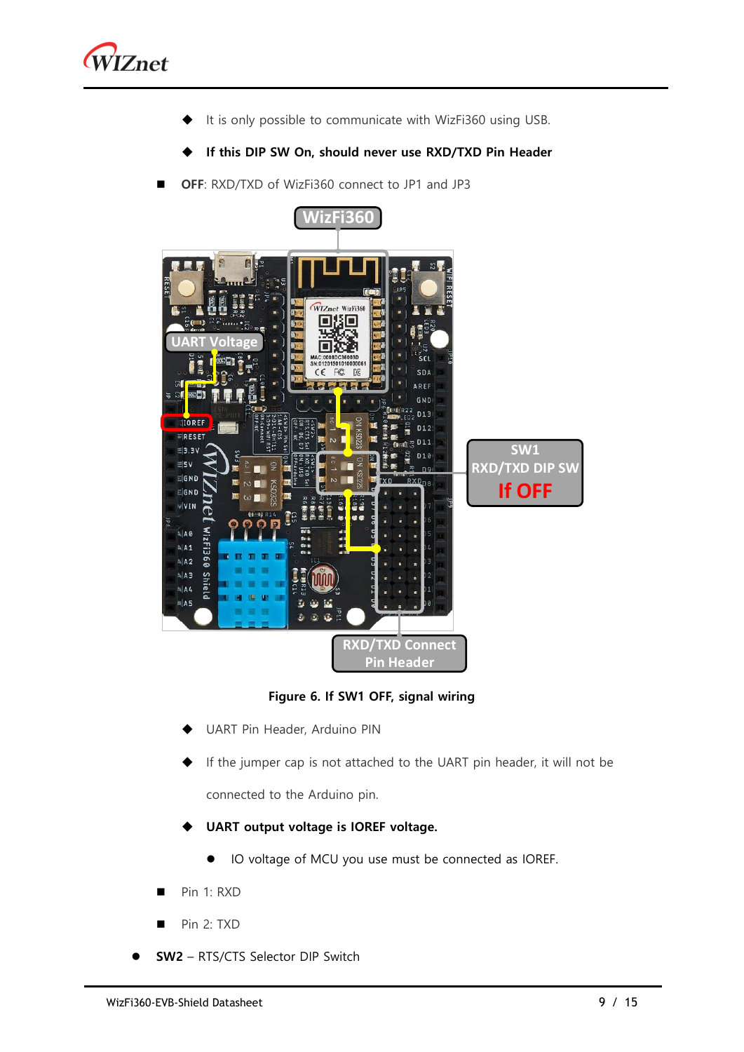- It is only possible to communicate with WizFi360 using USB.
- **If this DIP SW On, should never use RXD/TXD Pin Header**

- **OFF**: RXD/TXD of WizFi360 connect to JP1 and JP3

**Figure 6. If SW1 OFF, signal wiring**

- UART Pin Header, Arduino PIN
- If the jumper cap is not attached to the UART pin header, it will not be connected to the Arduino pin.
- **UART output voltage is IOREF voltage.**
  - IO voltage of MCU you use must be connected as IOREF.

- Pin 1: RXD
- Pin 2: TXD

- **SW2** – RTS/CTS Selector DIP Switch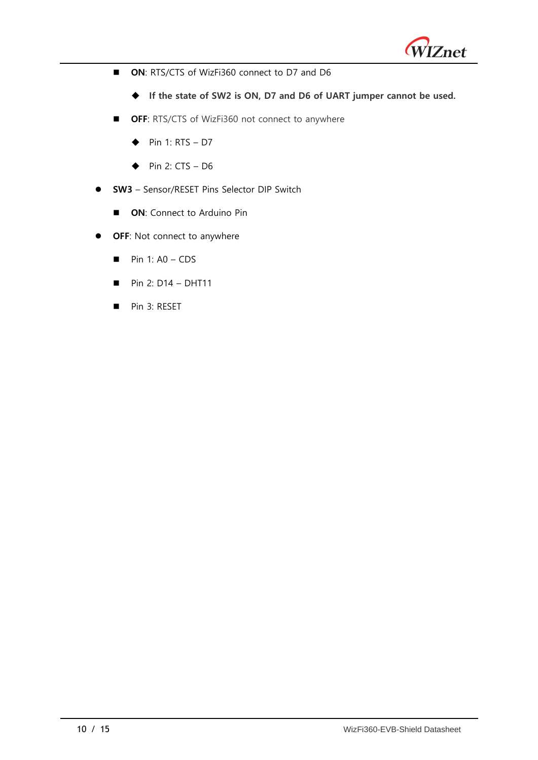- **ON**: RTS/CTS of WizFi360 connect to D7 and D6
    - **If the state of SW2 is ON, D7 and D6 of UART jumper cannot be used.**
  - **OFF**: RTS/CTS of WizFi360 not connect to anywhere
    - Pin 1: RTS – D7
    - Pin 2: CTS – D6
- **SW3** – Sensor/RESET Pins Selector DIP Switch
  - **ON**: Connect to Arduino Pin
- **OFF**: Not connect to anywhere
  - Pin 1: A0 – CDS
  - Pin 2: D14 – DHT11
  - Pin 3: RESET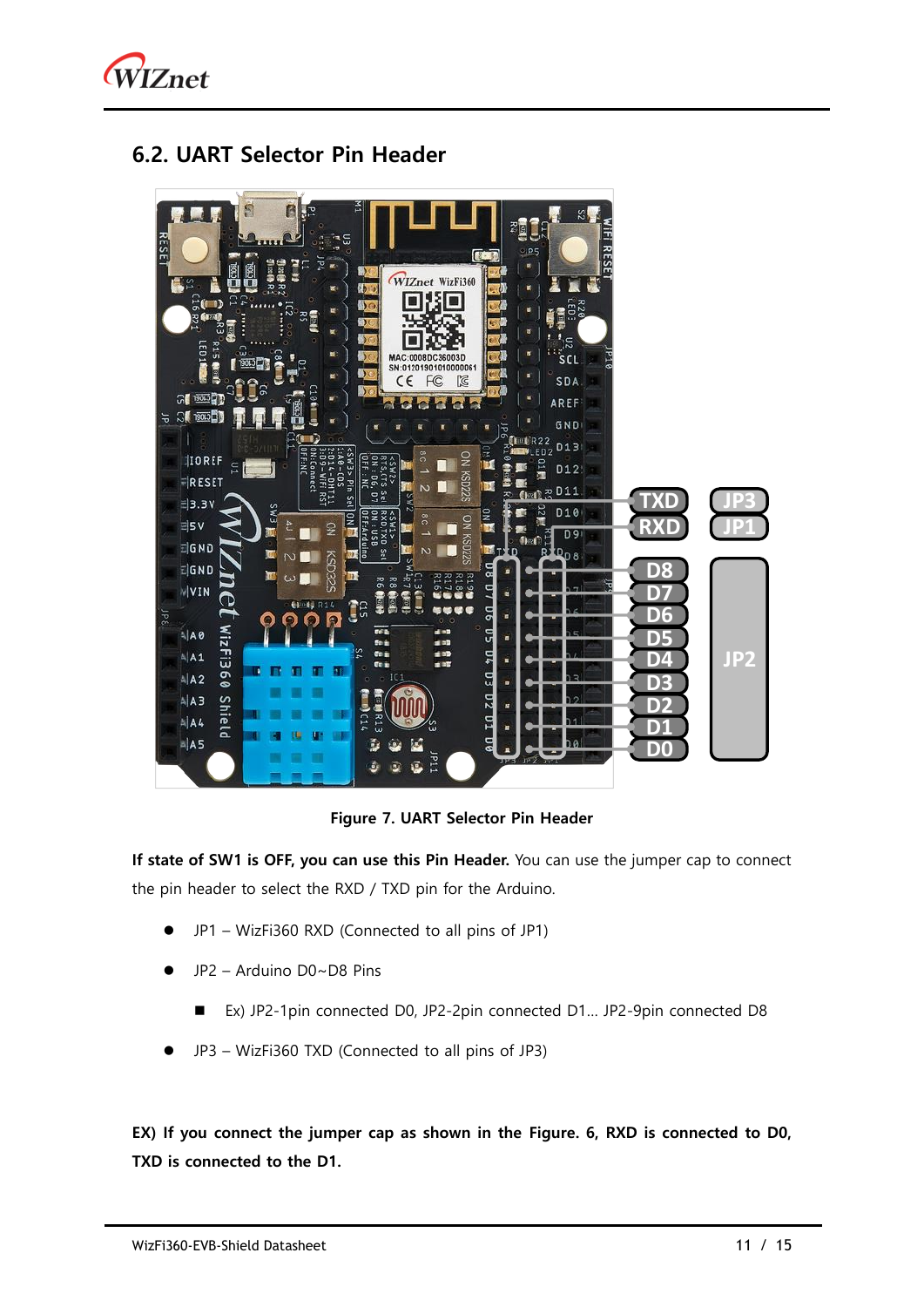## 6.2. UART Selector Pin Header

Figure 7. UART Selector Pin Header

**If state of SW1 is OFF, you can use this Pin Header.** You can use the jumper cap to connect the pin header to select the RXD / TXD pin for the Arduino.

- JP1 – WizFi360 RXD (Connected to all pins of JP1)
- JP2 – Arduino D0~D8 Pins
  - Ex) JP2-1pin connected D0, JP2-2pin connected D1… JP2-9pin connected D8
- JP3 – WizFi360 TXD (Connected to all pins of JP3)

**EX) If you connect the jumper cap as shown in the Figure. 6, RXD is connected to D0, TXD is connected to the D1.**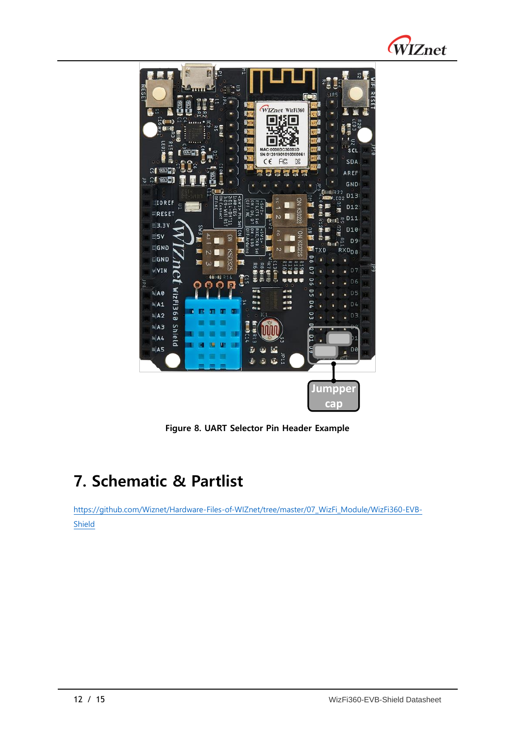Figure 8. UART Selector Pin Header Example

# 7. Schematic & Partlist

https://github.com/Wiznet/Hardware-Files-of-WIZnet/tree/master/07_WizFi_Module/WizFi360-EVB-Shield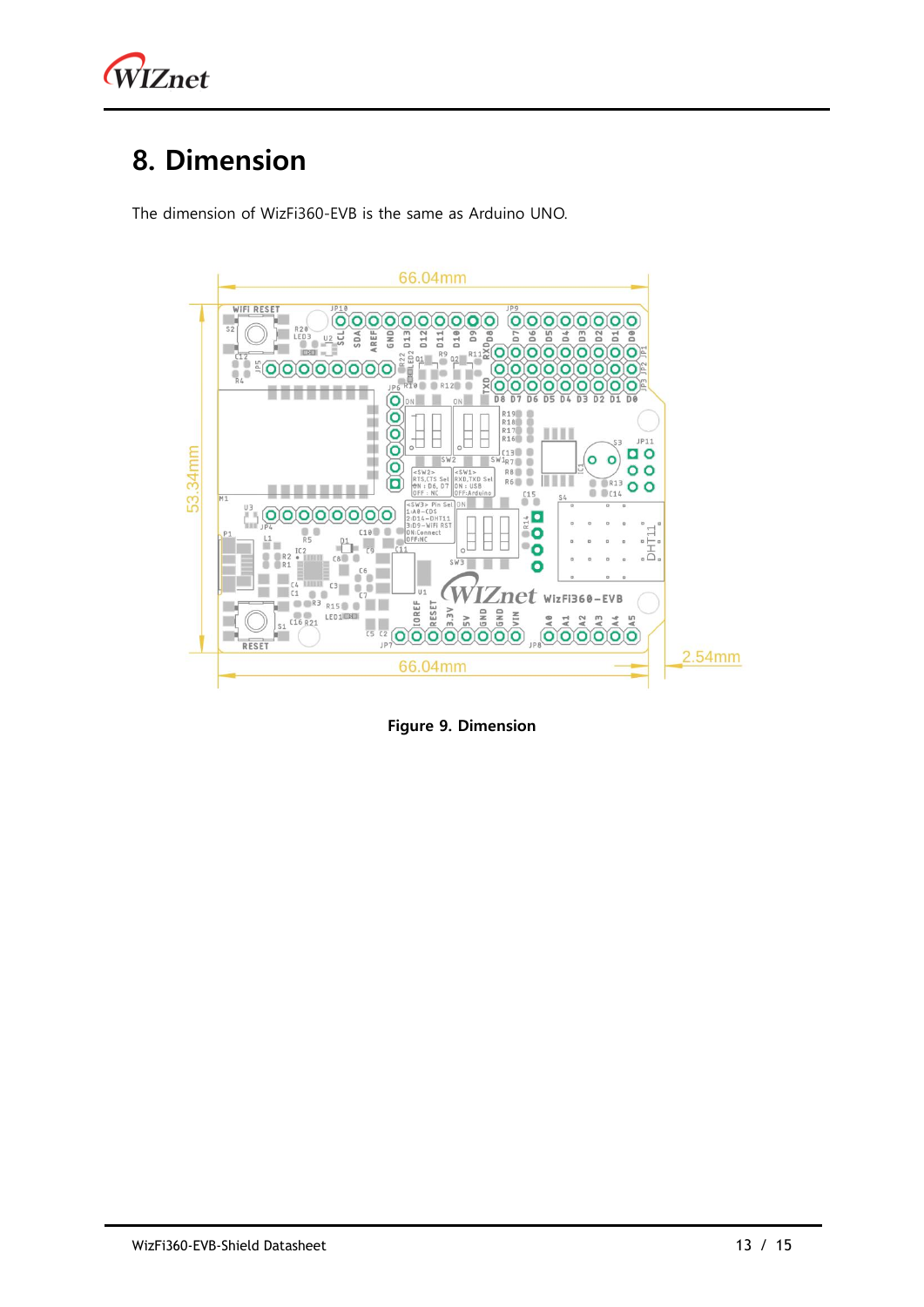# 8. Dimension

The dimension of WizFi360-EVB is the same as Arduino UNO.

**Figure 9. Dimension**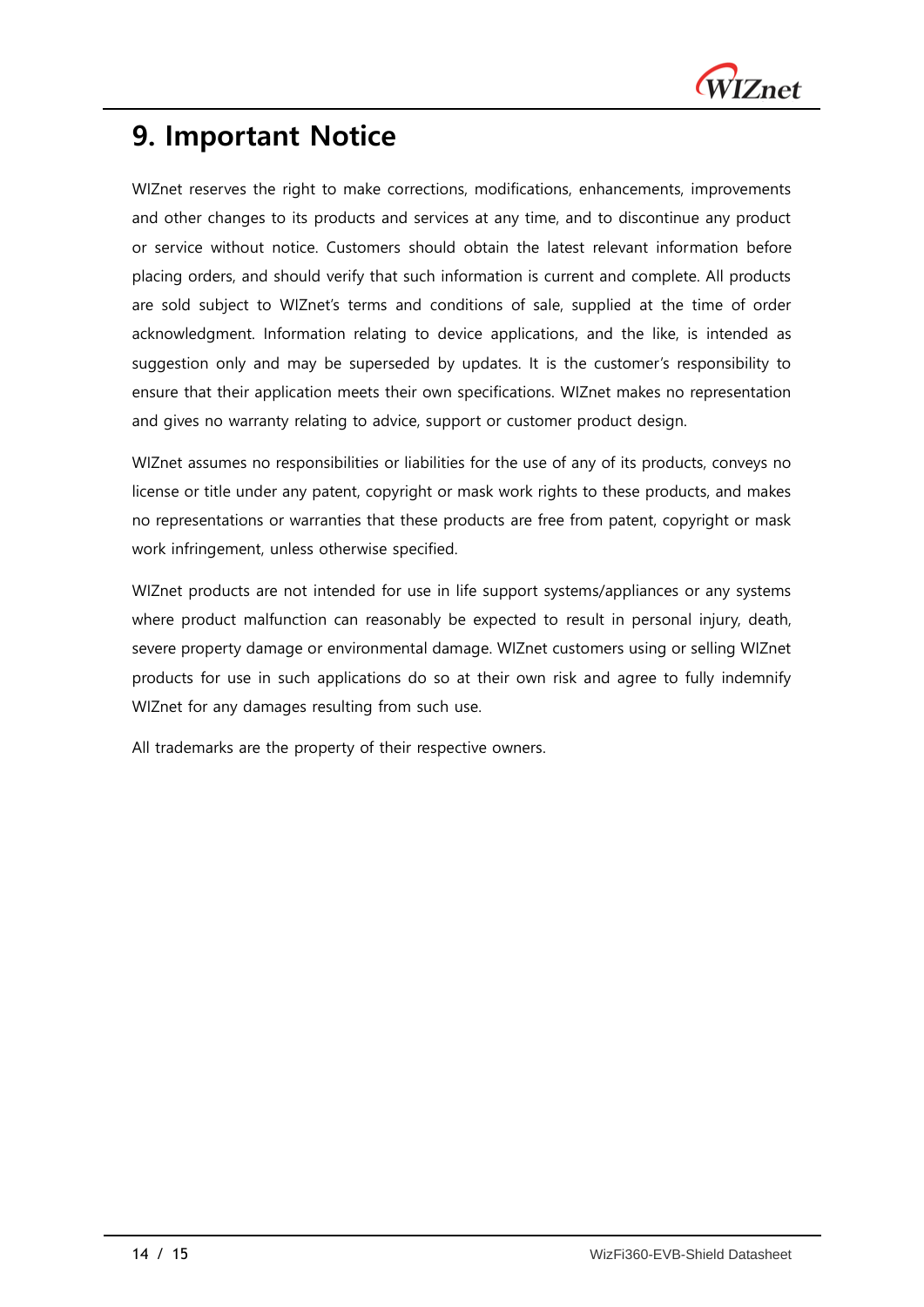# 9. Important Notice

WIZnet reserves the right to make corrections, modifications, enhancements, improvements and other changes to its products and services at any time, and to discontinue any product or service without notice. Customers should obtain the latest relevant information before placing orders, and should verify that such information is current and complete. All products are sold subject to WIZnet's terms and conditions of sale, supplied at the time of order acknowledgment. Information relating to device applications, and the like, is intended as suggestion only and may be superseded by updates. It is the customer's responsibility to ensure that their application meets their own specifications. WIZnet makes no representation and gives no warranty relating to advice, support or customer product design.

WIZnet assumes no responsibilities or liabilities for the use of any of its products, conveys no license or title under any patent, copyright or mask work rights to these products, and makes no representations or warranties that these products are free from patent, copyright or mask work infringement, unless otherwise specified.

WIZnet products are not intended for use in life support systems/appliances or any systems where product malfunction can reasonably be expected to result in personal injury, death, severe property damage or environmental damage. WIZnet customers using or selling WIZnet products for use in such applications do so at their own risk and agree to fully indemnify WIZnet for any damages resulting from such use.

All trademarks are the property of their respective owners.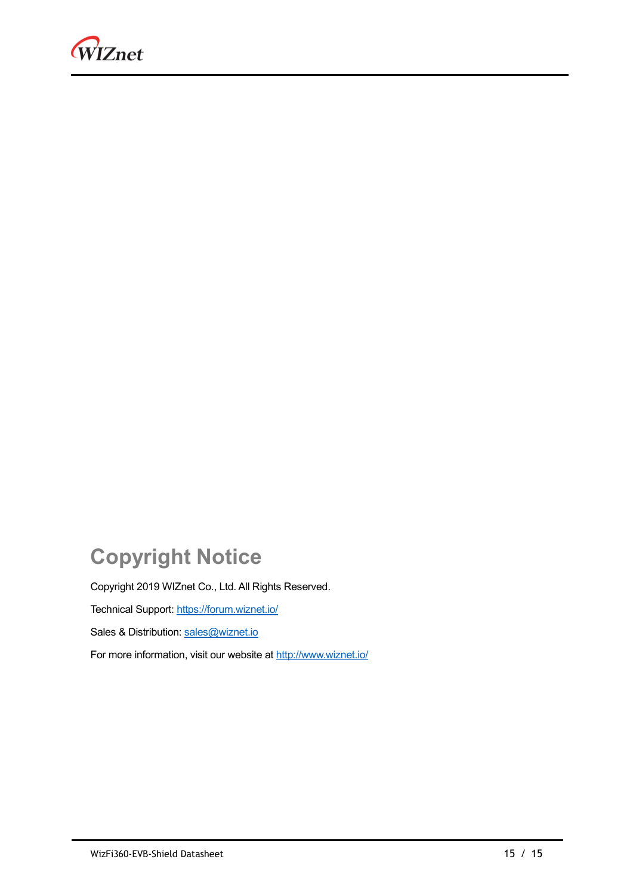# Copyright Notice

Copyright 2019 WIZnet Co., Ltd. All Rights Reserved.

Technical Support: https://forum.wiznet.io/

Sales & Distribution: sales@wiznet.io

For more information, visit our website at http://www.wiznet.io/